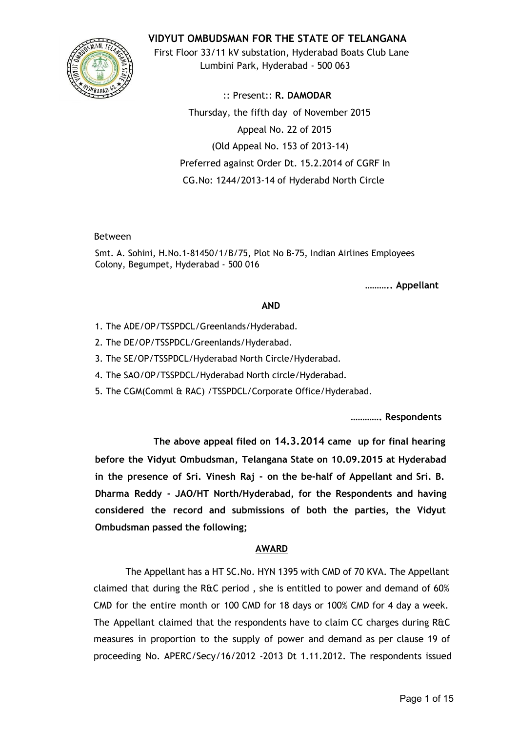# VIDYUT OMBUDSMAN FOR THE STATE OF TELANGANA

First Floor 33/11 kV substation, Hyderabad Boats Club Lane
Lumbini Park, Hyderabad - 500 063

:: Present:: **R. DAMODAR**

Thursday, the fifth day of November 2015

Appeal No. 22 of 2015

(Old Appeal No. 153 of 2013-14)

Preferred against Order Dt. 15.2.2014 of CGRF In
CG.No: 1244/2013-14 of Hyderabd North Circle

Between

Smt. A. Sohini, H.No.1-81450/1/B/75, Plot No B-75, Indian Airlines Employees Colony, Begumpet, Hyderabad - 500 016

……….. **Appellant**

**AND**

1. The ADE/OP/TSSPDCL/Greenlands/Hyderabad.
2. The DE/OP/TSSPDCL/Greenlands/Hyderabad.
3. The SE/OP/TSSPDCL/Hyderabad North Circle/Hyderabad.
4. The SAO/OP/TSSPDCL/Hyderabad North circle/Hyderabad.
5. The CGM(Comml & RAC) /TSSPDCL/Corporate Office/Hyderabad.

…………. **Respondents**

**The above appeal filed on 14.3.2014 came up for final hearing before the Vidyut Ombudsman, Telangana State on 10.09.2015 at Hyderabad in the presence of Sri. Vinesh Raj - on the be-half of Appellant and Sri. B. Dharma Reddy - JAO/HT North/Hyderabad, for the Respondents and having considered the record and submissions of both the parties, the Vidyut Ombudsman passed the following;**

## AWARD

The Appellant has a HT SC.No. HYN 1395 with CMD of 70 KVA. The Appellant claimed that during the R&C period , she is entitled to power and demand of 60% CMD for the entire month or 100 CMD for 18 days or 100% CMD for 4 day a week. The Appellant claimed that the respondents have to claim CC charges during R&C measures in proportion to the supply of power and demand as per clause 19 of proceeding No. APERC/Secy/16/2012 -2013 Dt 1.11.2012. The respondents issued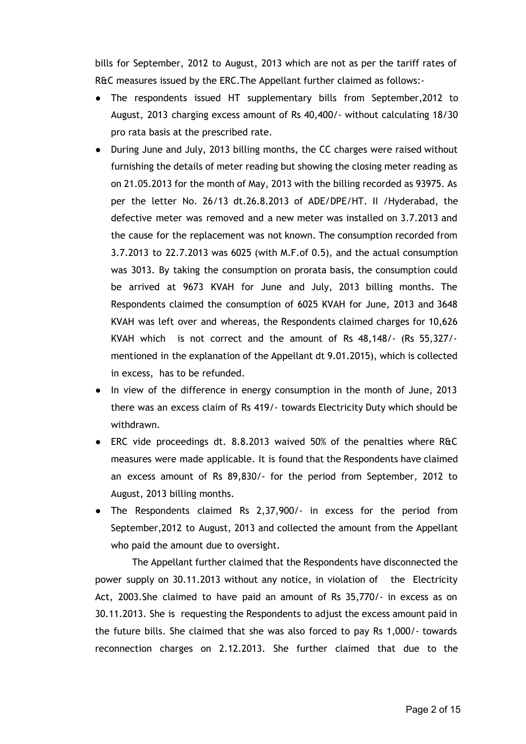bills for September, 2012 to August, 2013 which are not as per the tariff rates of R&C measures issued by the ERC.The Appellant further claimed as follows:-

- The respondents issued HT supplementary bills from September,2012 to August, 2013 charging excess amount of Rs 40,400/- without calculating 18/30 pro rata basis at the prescribed rate.
- During June and July, 2013 billing months, the CC charges were raised without furnishing the details of meter reading but showing the closing meter reading as on 21.05.2013 for the month of May, 2013 with the billing recorded as 93975. As per the letter No. 26/13 dt.26.8.2013 of ADE/DPE/HT. II /Hyderabad, the defective meter was removed and a new meter was installed on 3.7.2013 and the cause for the replacement was not known. The consumption recorded from 3.7.2013 to 22.7.2013 was 6025 (with M.F.of 0.5), and the actual consumption was 3013. By taking the consumption on prorata basis, the consumption could be arrived at 9673 KVAH for June and July, 2013 billing months. The Respondents claimed the consumption of 6025 KVAH for June, 2013 and 3648 KVAH was left over and whereas, the Respondents claimed charges for 10,626 KVAH which is not correct and the amount of Rs 48,148/- (Rs 55,327/- mentioned in the explanation of the Appellant dt 9.01.2015), which is collected in excess, has to be refunded.
- In view of the difference in energy consumption in the month of June, 2013 there was an excess claim of Rs 419/- towards Electricity Duty which should be withdrawn.
- ERC vide proceedings dt. 8.8.2013 waived 50% of the penalties where R&C measures were made applicable. It is found that the Respondents have claimed an excess amount of Rs 89,830/- for the period from September, 2012 to August, 2013 billing months.
- The Respondents claimed Rs 2,37,900/- in excess for the period from September,2012 to August, 2013 and collected the amount from the Appellant who paid the amount due to oversight.

The Appellant further claimed that the Respondents have disconnected the power supply on 30.11.2013 without any notice, in violation of the Electricity Act, 2003.She claimed to have paid an amount of Rs 35,770/- in excess as on 30.11.2013. She is requesting the Respondents to adjust the excess amount paid in the future bills. She claimed that she was also forced to pay Rs 1,000/- towards reconnection charges on 2.12.2013. She further claimed that due to the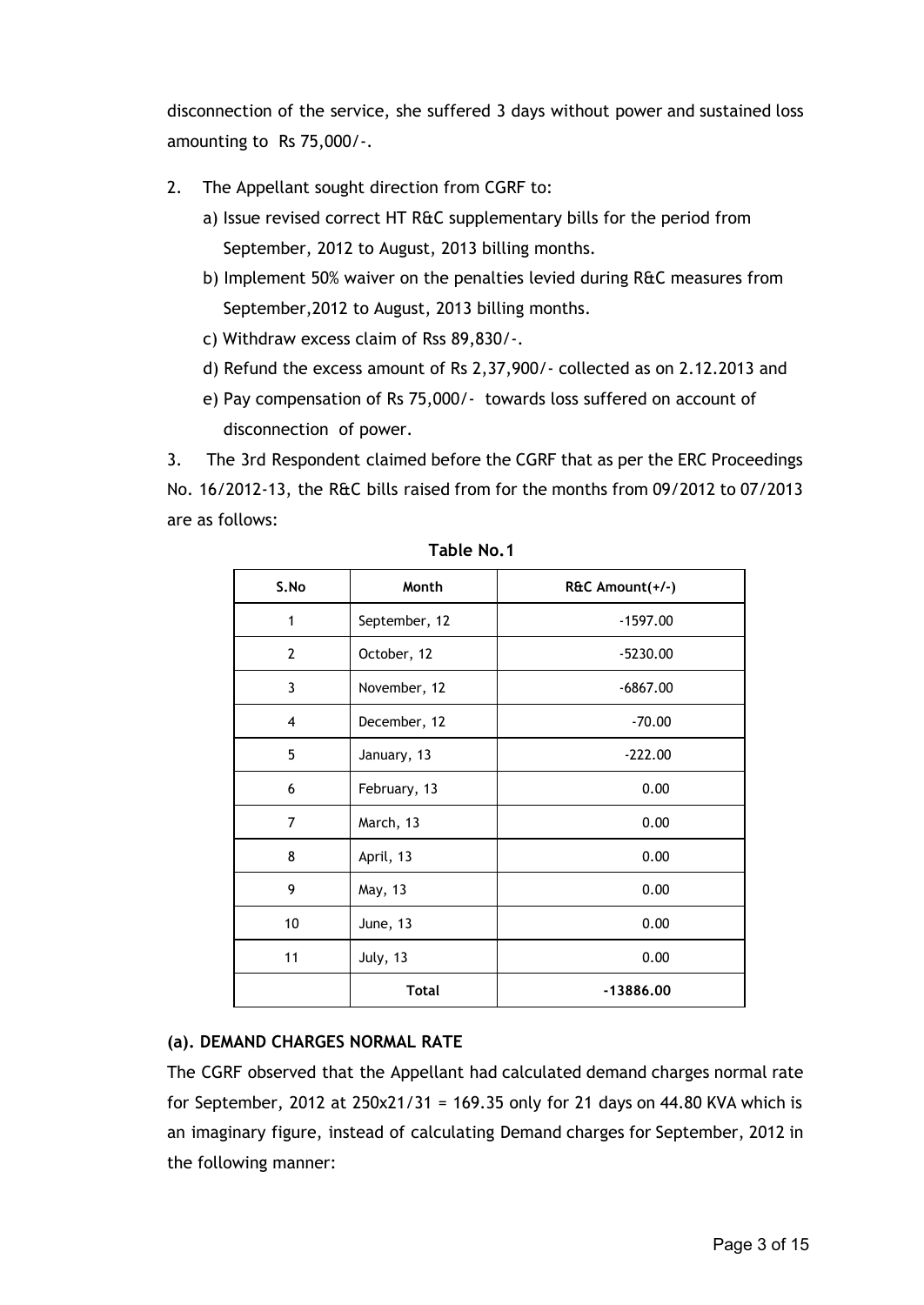disconnection of the service, she suffered 3 days without power and sustained loss amounting to Rs 75,000/-.

2. The Appellant sought direction from CGRF to:

   a) Issue revised correct HT R&C supplementary bills for the period from September, 2012 to August, 2013 billing months.

   b) Implement 50% waiver on the penalties levied during R&C measures from September,2012 to August, 2013 billing months.

   c) Withdraw excess claim of Rss 89,830/-.

   d) Refund the excess amount of Rs 2,37,900/- collected as on 2.12.2013 and

   e) Pay compensation of Rs 75,000/- towards loss suffered on account of disconnection of power.

3. The 3rd Respondent claimed before the CGRF that as per the ERC Proceedings No. 16/2012-13, the R&C bills raised from for the months from 09/2012 to 07/2013 are as follows:

**Table No.1**

| S.No | Month | R&C Amount(+/-) |
|---|---|---|
| 1 | September, 12 | -1597.00 |
| 2 | October, 12 | -5230.00 |
| 3 | November, 12 | -6867.00 |
| 4 | December, 12 | -70.00 |
| 5 | January, 13 | -222.00 |
| 6 | February, 13 | 0.00 |
| 7 | March, 13 | 0.00 |
| 8 | April, 13 | 0.00 |
| 9 | May, 13 | 0.00 |
| 10 | June, 13 | 0.00 |
| 11 | July, 13 | 0.00 |
| | **Total** | **-13886.00** |

**(a). DEMAND CHARGES NORMAL RATE**

The CGRF observed that the Appellant had calculated demand charges normal rate for September, 2012 at 250x21/31 = 169.35 only for 21 days on 44.80 KVA which is an imaginary figure, instead of calculating Demand charges for September, 2012 in the following manner: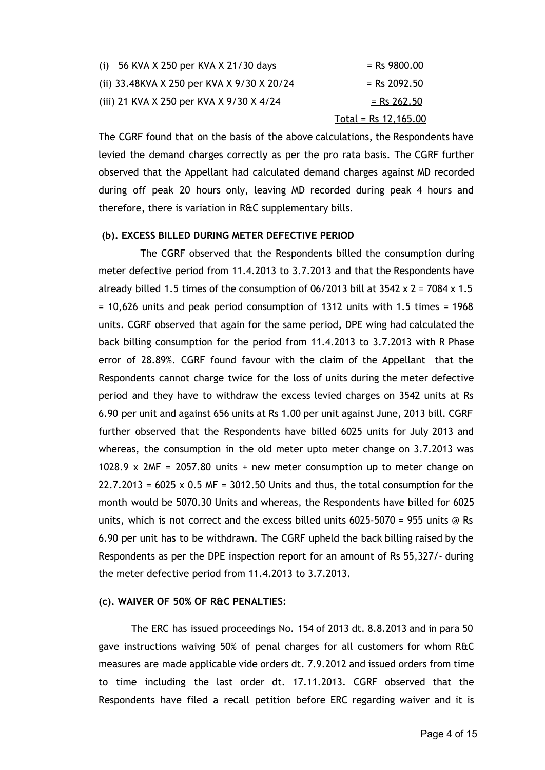| | | |
|---|---|---|
| (i) | 56 KVA X 250 per KVA X 21/30 days | = Rs 9800.00 |
| (ii) | 33.48KVA X 250 per KVA X 9/30 X 20/24 | = Rs 2092.50 |
| (iii) | 21 KVA X 250 per KVA X 9/30 X 4/24 | = Rs 262.50 |
| | | Total = Rs 12,165.00 |

The CGRF found that on the basis of the above calculations, the Respondents have levied the demand charges correctly as per the pro rata basis. The CGRF further observed that the Appellant had calculated demand charges against MD recorded during off peak 20 hours only, leaving MD recorded during peak 4 hours and therefore, there is variation in R&C supplementary bills.

**(b). EXCESS BILLED DURING METER DEFECTIVE PERIOD**

The CGRF observed that the Respondents billed the consumption during meter defective period from 11.4.2013 to 3.7.2013 and that the Respondents have already billed 1.5 times of the consumption of 06/2013 bill at 3542 x 2 = 7084 x 1.5 = 10,626 units and peak period consumption of 1312 units with 1.5 times = 1968 units. CGRF observed that again for the same period, DPE wing had calculated the back billing consumption for the period from 11.4.2013 to 3.7.2013 with R Phase error of 28.89%. CGRF found favour with the claim of the Appellant that the Respondents cannot charge twice for the loss of units during the meter defective period and they have to withdraw the excess levied charges on 3542 units at Rs 6.90 per unit and against 656 units at Rs 1.00 per unit against June, 2013 bill. CGRF further observed that the Respondents have billed 6025 units for July 2013 and whereas, the consumption in the old meter upto meter change on 3.7.2013 was 1028.9 x 2MF = 2057.80 units + new meter consumption up to meter change on 22.7.2013 = 6025 x 0.5 MF = 3012.50 Units and thus, the total consumption for the month would be 5070.30 Units and whereas, the Respondents have billed for 6025 units, which is not correct and the excess billed units 6025-5070 = 955 units @ Rs 6.90 per unit has to be withdrawn. The CGRF upheld the back billing raised by the Respondents as per the DPE inspection report for an amount of Rs 55,327/- during the meter defective period from 11.4.2013 to 3.7.2013.

**(c). WAIVER OF 50% OF R&C PENALTIES:**

The ERC has issued proceedings No. 154 of 2013 dt. 8.8.2013 and in para 50 gave instructions waiving 50% of penal charges for all customers for whom R&C measures are made applicable vide orders dt. 7.9.2012 and issued orders from time to time including the last order dt. 17.11.2013. CGRF observed that the Respondents have filed a recall petition before ERC regarding waiver and it is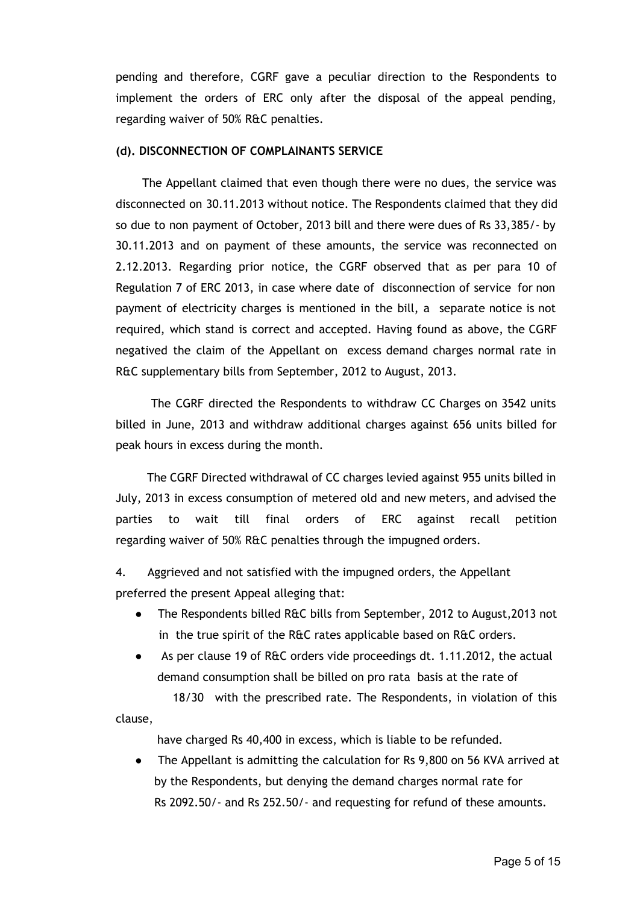pending and therefore, CGRF gave a peculiar direction to the Respondents to implement the orders of ERC only after the disposal of the appeal pending, regarding waiver of 50% R&C penalties.

**(d). DISCONNECTION OF COMPLAINANTS SERVICE**

The Appellant claimed that even though there were no dues, the service was disconnected on 30.11.2013 without notice. The Respondents claimed that they did so due to non payment of October, 2013 bill and there were dues of Rs 33,385/- by 30.11.2013 and on payment of these amounts, the service was reconnected on 2.12.2013. Regarding prior notice, the CGRF observed that as per para 10 of Regulation 7 of ERC 2013, in case where date of disconnection of service for non payment of electricity charges is mentioned in the bill, a separate notice is not required, which stand is correct and accepted. Having found as above, the CGRF negatived the claim of the Appellant on excess demand charges normal rate in R&C supplementary bills from September, 2012 to August, 2013.

The CGRF directed the Respondents to withdraw CC Charges on 3542 units billed in June, 2013 and withdraw additional charges against 656 units billed for peak hours in excess during the month.

The CGRF Directed withdrawal of CC charges levied against 955 units billed in July, 2013 in excess consumption of metered old and new meters, and advised the parties to wait till final orders of ERC against recall petition regarding waiver of 50% R&C penalties through the impugned orders.

4. Aggrieved and not satisfied with the impugned orders, the Appellant preferred the present Appeal alleging that:

- The Respondents billed R&C bills from September, 2012 to August,2013 not in the true spirit of the R&C rates applicable based on R&C orders.
- As per clause 19 of R&C orders vide proceedings dt. 1.11.2012, the actual demand consumption shall be billed on pro rata basis at the rate of 18/30 with the prescribed rate. The Respondents, in violation of this clause, have charged Rs 40,400 in excess, which is liable to be refunded.
- The Appellant is admitting the calculation for Rs 9,800 on 56 KVA arrived at by the Respondents, but denying the demand charges normal rate for Rs 2092.50/- and Rs 252.50/- and requesting for refund of these amounts.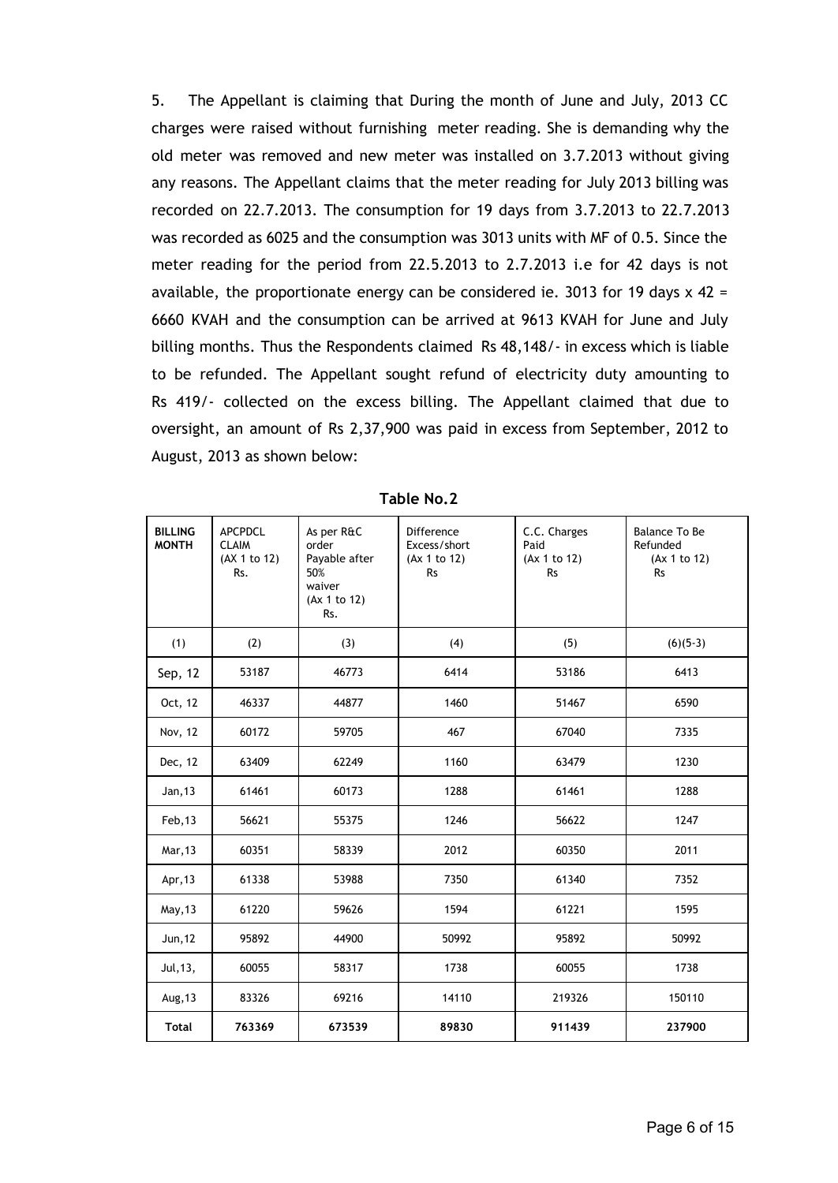5. The Appellant is claiming that During the month of June and July, 2013 CC charges were raised without furnishing meter reading. She is demanding why the old meter was removed and new meter was installed on 3.7.2013 without giving any reasons. The Appellant claims that the meter reading for July 2013 billing was recorded on 22.7.2013. The consumption for 19 days from 3.7.2013 to 22.7.2013 was recorded as 6025 and the consumption was 3013 units with MF of 0.5. Since the meter reading for the period from 22.5.2013 to 2.7.2013 i.e for 42 days is not available, the proportionate energy can be considered ie. 3013 for 19 days x 42 = 6660 KVAH and the consumption can be arrived at 9613 KVAH for June and July billing months. Thus the Respondents claimed Rs 48,148/- in excess which is liable to be refunded. The Appellant sought refund of electricity duty amounting to Rs 419/- collected on the excess billing. The Appellant claimed that due to oversight, an amount of Rs 2,37,900 was paid in excess from September, 2012 to August, 2013 as shown below:

**Table No.2**

| BILLING MONTH | APCPDCL CLAIM (AX 1 to 12) Rs. | As per R&C order Payable after 50% waiver (Ax 1 to 12) Rs. | Difference Excess/short (Ax 1 to 12) Rs | C.C. Charges Paid (Ax 1 to 12) Rs | Balance To Be Refunded (Ax 1 to 12) Rs |
|---|---|---|---|---|---|
| (1) | (2) | (3) | (4) | (5) | (6)(5-3) |
| Sep, 12 | 53187 | 46773 | 6414 | 53186 | 6413 |
| Oct, 12 | 46337 | 44877 | 1460 | 51467 | 6590 |
| Nov, 12 | 60172 | 59705 | 467 | 67040 | 7335 |
| Dec, 12 | 63409 | 62249 | 1160 | 63479 | 1230 |
| Jan,13 | 61461 | 60173 | 1288 | 61461 | 1288 |
| Feb,13 | 56621 | 55375 | 1246 | 56622 | 1247 |
| Mar,13 | 60351 | 58339 | 2012 | 60350 | 2011 |
| Apr,13 | 61338 | 53988 | 7350 | 61340 | 7352 |
| May,13 | 61220 | 59626 | 1594 | 61221 | 1595 |
| Jun,12 | 95892 | 44900 | 50992 | 95892 | 50992 |
| Jul,13, | 60055 | 58317 | 1738 | 60055 | 1738 |
| Aug,13 | 83326 | 69216 | 14110 | 219326 | 150110 |
| **Total** | **763369** | **673539** | **89830** | **911439** | **237900** |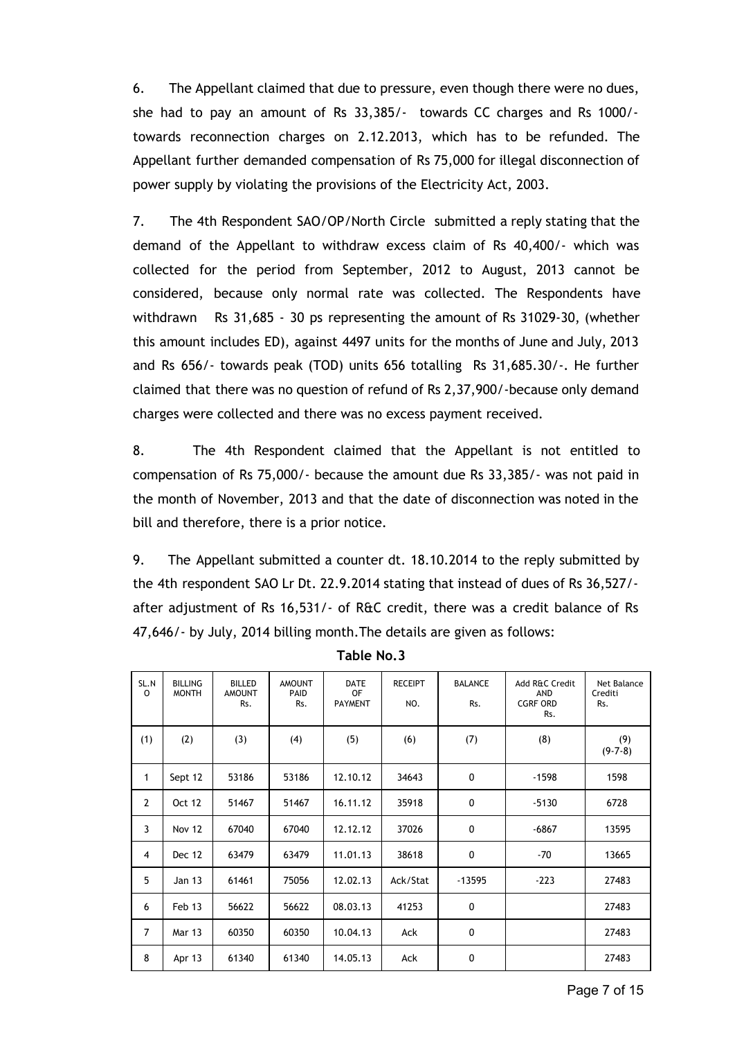6. The Appellant claimed that due to pressure, even though there were no dues, she had to pay an amount of Rs 33,385/- towards CC charges and Rs 1000/- towards reconnection charges on 2.12.2013, which has to be refunded. The Appellant further demanded compensation of Rs 75,000 for illegal disconnection of power supply by violating the provisions of the Electricity Act, 2003.

7. The 4th Respondent SAO/OP/North Circle submitted a reply stating that the demand of the Appellant to withdraw excess claim of Rs 40,400/- which was collected for the period from September, 2012 to August, 2013 cannot be considered, because only normal rate was collected. The Respondents have withdrawn Rs 31,685 - 30 ps representing the amount of Rs 31029-30, (whether this amount includes ED), against 4497 units for the months of June and July, 2013 and Rs 656/- towards peak (TOD) units 656 totalling Rs 31,685.30/-. He further claimed that there was no question of refund of Rs 2,37,900/-because only demand charges were collected and there was no excess payment received.

8. The 4th Respondent claimed that the Appellant is not entitled to compensation of Rs 75,000/- because the amount due Rs 33,385/- was not paid in the month of November, 2013 and that the date of disconnection was noted in the bill and therefore, there is a prior notice.

9. The Appellant submitted a counter dt. 18.10.2014 to the reply submitted by the 4th respondent SAO Lr Dt. 22.9.2014 stating that instead of dues of Rs 36,527/- after adjustment of Rs 16,531/- of R&C credit, there was a credit balance of Rs 47,646/- by July, 2014 billing month.The details are given as follows:

**Table No.3**

| SL.NO | BILLING MONTH | BILLED AMOUNT Rs. | AMOUNT PAID Rs. | DATE OF PAYMENT | RECEIPT NO. | BALANCE Rs. | Add R&C Credit AND CGRF ORD Rs. | Net Balance Crediti Rs. |
|---|---|---|---|---|---|---|---|---|
| (1) | (2) | (3) | (4) | (5) | (6) | (7) | (8) | (9) (9-7-8) |
| 1 | Sept 12 | 53186 | 53186 | 12.10.12 | 34643 | 0 | -1598 | 1598 |
| 2 | Oct 12 | 51467 | 51467 | 16.11.12 | 35918 | 0 | -5130 | 6728 |
| 3 | Nov 12 | 67040 | 67040 | 12.12.12 | 37026 | 0 | -6867 | 13595 |
| 4 | Dec 12 | 63479 | 63479 | 11.01.13 | 38618 | 0 | -70 | 13665 |
| 5 | Jan 13 | 61461 | 75056 | 12.02.13 | Ack/Stat | -13595 | -223 | 27483 |
| 6 | Feb 13 | 56622 | 56622 | 08.03.13 | 41253 | 0 | | 27483 |
| 7 | Mar 13 | 60350 | 60350 | 10.04.13 | Ack | 0 | | 27483 |
| 8 | Apr 13 | 61340 | 61340 | 14.05.13 | Ack | 0 | | 27483 |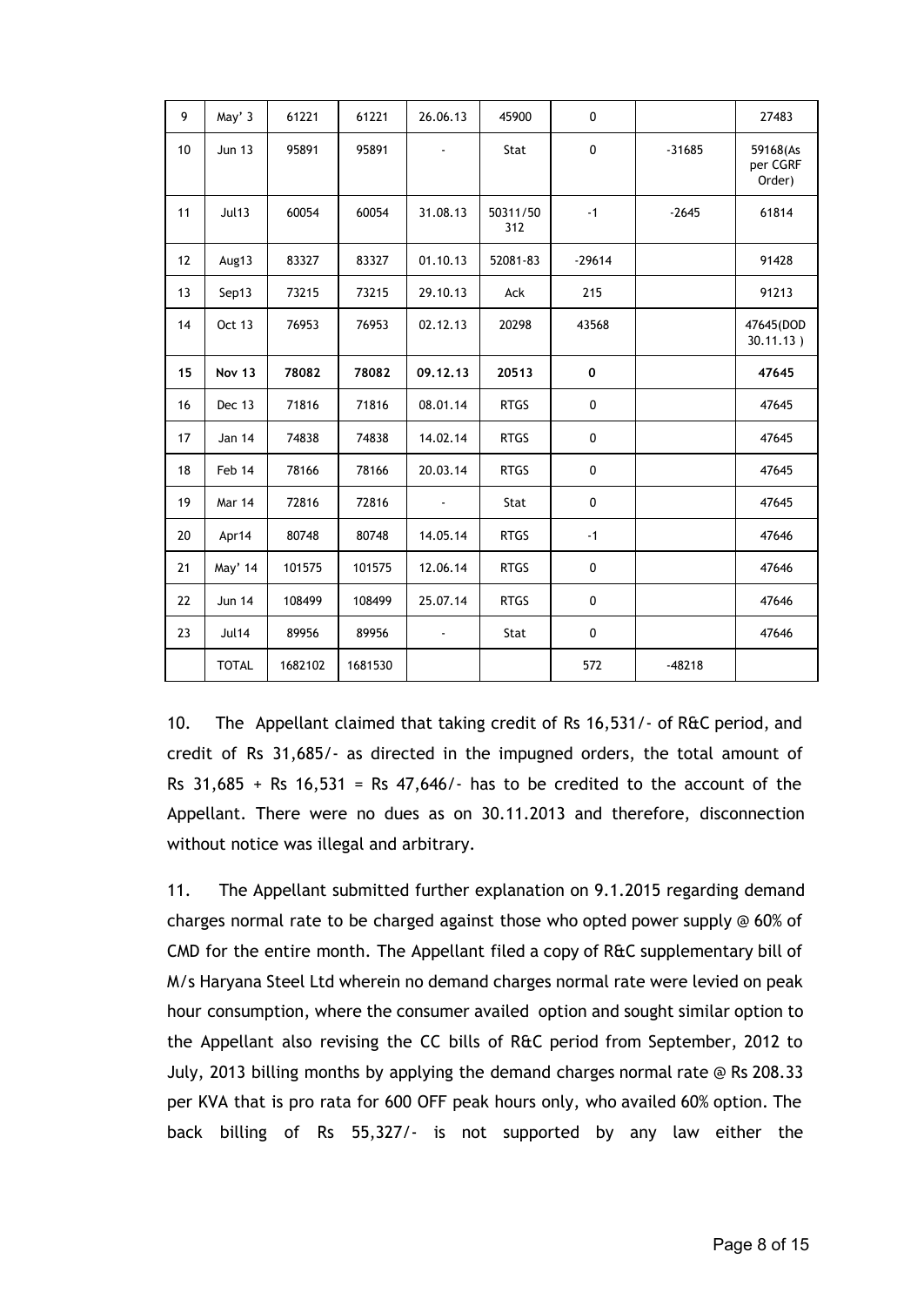| | | | | | | | | |
|---|---|---|---|---|---|---|---|---|
| 9 | May' 3 | 61221 | 61221 | 26.06.13 | 45900 | 0 | | 27483 |
| 10 | Jun 13 | 95891 | 95891 | - | Stat | 0 | -31685 | 59168(As per CGRF Order) |
| 11 | Jul13 | 60054 | 60054 | 31.08.13 | 50311/50312 | -1 | -2645 | 61814 |
| 12 | Aug13 | 83327 | 83327 | 01.10.13 | 52081-83 | -29614 | | 91428 |
| 13 | Sep13 | 73215 | 73215 | 29.10.13 | Ack | 215 | | 91213 |
| 14 | Oct 13 | 76953 | 76953 | 02.12.13 | 20298 | 43568 | | 47645(DOD 30.11.13 ) |
| **15** | **Nov 13** | **78082** | **78082** | **09.12.13** | **20513** | **0** | | **47645** |
| 16 | Dec 13 | 71816 | 71816 | 08.01.14 | RTGS | 0 | | 47645 |
| 17 | Jan 14 | 74838 | 74838 | 14.02.14 | RTGS | 0 | | 47645 |
| 18 | Feb 14 | 78166 | 78166 | 20.03.14 | RTGS | 0 | | 47645 |
| 19 | Mar 14 | 72816 | 72816 | - | Stat | 0 | | 47645 |
| 20 | Apr14 | 80748 | 80748 | 14.05.14 | RTGS | -1 | | 47646 |
| 21 | May' 14 | 101575 | 101575 | 12.06.14 | RTGS | 0 | | 47646 |
| 22 | Jun 14 | 108499 | 108499 | 25.07.14 | RTGS | 0 | | 47646 |
| 23 | Jul14 | 89956 | 89956 | - | Stat | 0 | | 47646 |
| | TOTAL | 1682102 | 1681530 | | | 572 | -48218 | |

10. The Appellant claimed that taking credit of Rs 16,531/- of R&C period, and credit of Rs 31,685/- as directed in the impugned orders, the total amount of Rs 31,685 + Rs 16,531 = Rs 47,646/- has to be credited to the account of the Appellant. There were no dues as on 30.11.2013 and therefore, disconnection without notice was illegal and arbitrary.

11. The Appellant submitted further explanation on 9.1.2015 regarding demand charges normal rate to be charged against those who opted power supply @ 60% of CMD for the entire month. The Appellant filed a copy of R&C supplementary bill of M/s Haryana Steel Ltd wherein no demand charges normal rate were levied on peak hour consumption, where the consumer availed option and sought similar option to the Appellant also revising the CC bills of R&C period from September, 2012 to July, 2013 billing months by applying the demand charges normal rate @ Rs 208.33 per KVA that is pro rata for 600 OFF peak hours only, who availed 60% option. The back billing of Rs 55,327/- is not supported by any law either the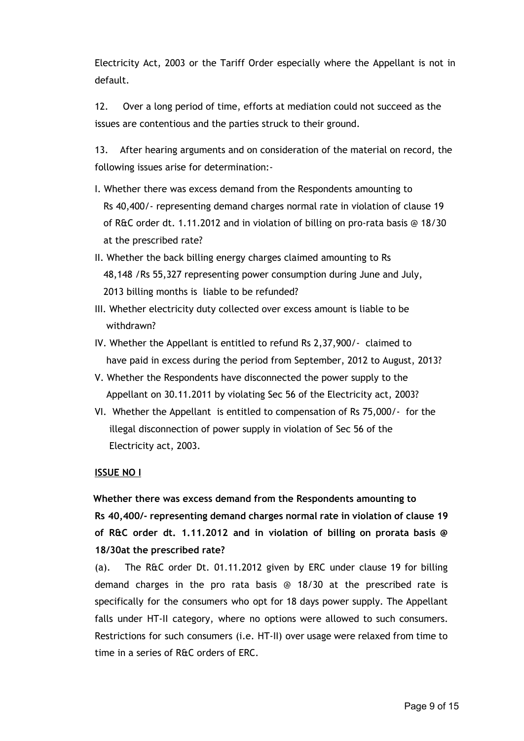Electricity Act, 2003 or the Tariff Order especially where the Appellant is not in default.

12. Over a long period of time, efforts at mediation could not succeed as the issues are contentious and the parties struck to their ground.

13. After hearing arguments and on consideration of the material on record, the following issues arise for determination:-

I. Whether there was excess demand from the Respondents amounting to Rs 40,400/- representing demand charges normal rate in violation of clause 19 of R&C order dt. 1.11.2012 and in violation of billing on pro-rata basis @ 18/30 at the prescribed rate?

II. Whether the back billing energy charges claimed amounting to Rs 48,148 /Rs 55,327 representing power consumption during June and July, 2013 billing months is liable to be refunded?

III. Whether electricity duty collected over excess amount is liable to be withdrawn?

IV. Whether the Appellant is entitled to refund Rs 2,37,900/- claimed to have paid in excess during the period from September, 2012 to August, 2013?

V. Whether the Respondents have disconnected the power supply to the Appellant on 30.11.2011 by violating Sec 56 of the Electricity act, 2003?

VI. Whether the Appellant is entitled to compensation of Rs 75,000/- for the illegal disconnection of power supply in violation of Sec 56 of the Electricity act, 2003.

**ISSUE NO I**

**Whether there was excess demand from the Respondents amounting to Rs 40,400/- representing demand charges normal rate in violation of clause 19 of R&C order dt. 1.11.2012 and in violation of billing on prorata basis @ 18/30at the prescribed rate?**

(a). The R&C order Dt. 01.11.2012 given by ERC under clause 19 for billing demand charges in the pro rata basis @ 18/30 at the prescribed rate is specifically for the consumers who opt for 18 days power supply. The Appellant falls under HT-II category, where no options were allowed to such consumers. Restrictions for such consumers (i.e. HT-II) over usage were relaxed from time to time in a series of R&C orders of ERC.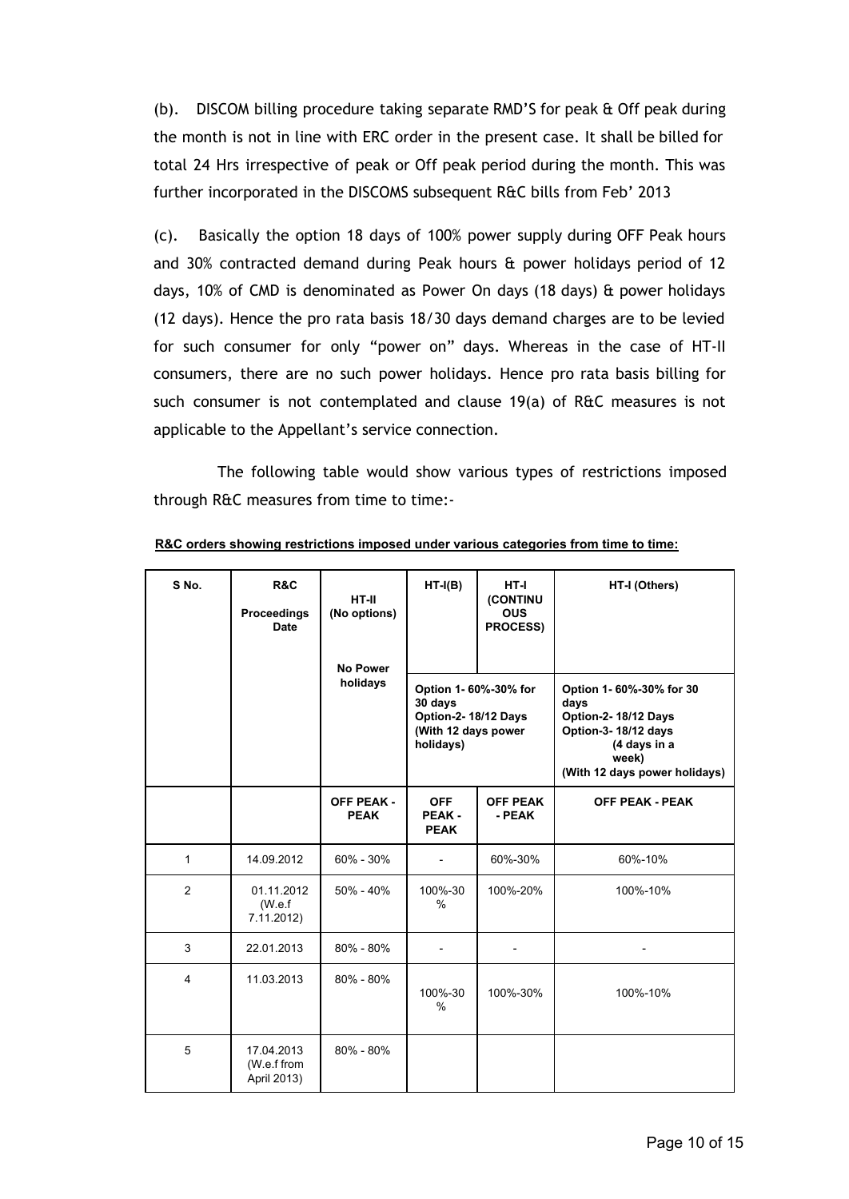(b). DISCOM billing procedure taking separate RMD'S for peak & Off peak during the month is not in line with ERC order in the present case. It shall be billed for total 24 Hrs irrespective of peak or Off peak period during the month. This was further incorporated in the DISCOMS subsequent R&C bills from Feb' 2013

(c). Basically the option 18 days of 100% power supply during OFF Peak hours and 30% contracted demand during Peak hours & power holidays period of 12 days, 10% of CMD is denominated as Power On days (18 days) & power holidays (12 days). Hence the pro rata basis 18/30 days demand charges are to be levied for such consumer for only "power on" days. Whereas in the case of HT-II consumers, there are no such power holidays. Hence pro rata basis billing for such consumer is not contemplated and clause 19(a) of R&C measures is not applicable to the Appellant's service connection.

The following table would show various types of restrictions imposed through R&C measures from time to time:-

**R&C orders showing restrictions imposed under various categories from time to time:**

| S No. | R&C Proceedings Date | HT-II (No options) No Power holidays | HT-I(B) | HT-I (CONTINUOUS PROCESS) | HT-I (Others) |
|---|---|---|---|---|---|
| | | | Option 1- 60%-30% for 30 days Option-2- 18/12 Days (With 12 days power holidays) | | Option 1- 60%-30% for 30 days Option-2- 18/12 Days Option-3- 18/12 days (4 days in a week) (With 12 days power holidays) |
| | | **OFF PEAK - PEAK** | **OFF PEAK - PEAK** | **OFF PEAK - PEAK** | **OFF PEAK - PEAK** |
| 1 | 14.09.2012 | 60% - 30% | - | 60%-30% | 60%-10% |
| 2 | 01.11.2012 (W.e.f 7.11.2012) | 50% - 40% | 100%-30 % | 100%-20% | 100%-10% |
| 3 | 22.01.2013 | 80% - 80% | - | - | - |
| 4 | 11.03.2013 | 80% - 80% | 100%-30 % | 100%-30% | 100%-10% |
| 5 | 17.04.2013 (W.e.f from April 2013) | 80% - 80% | | | |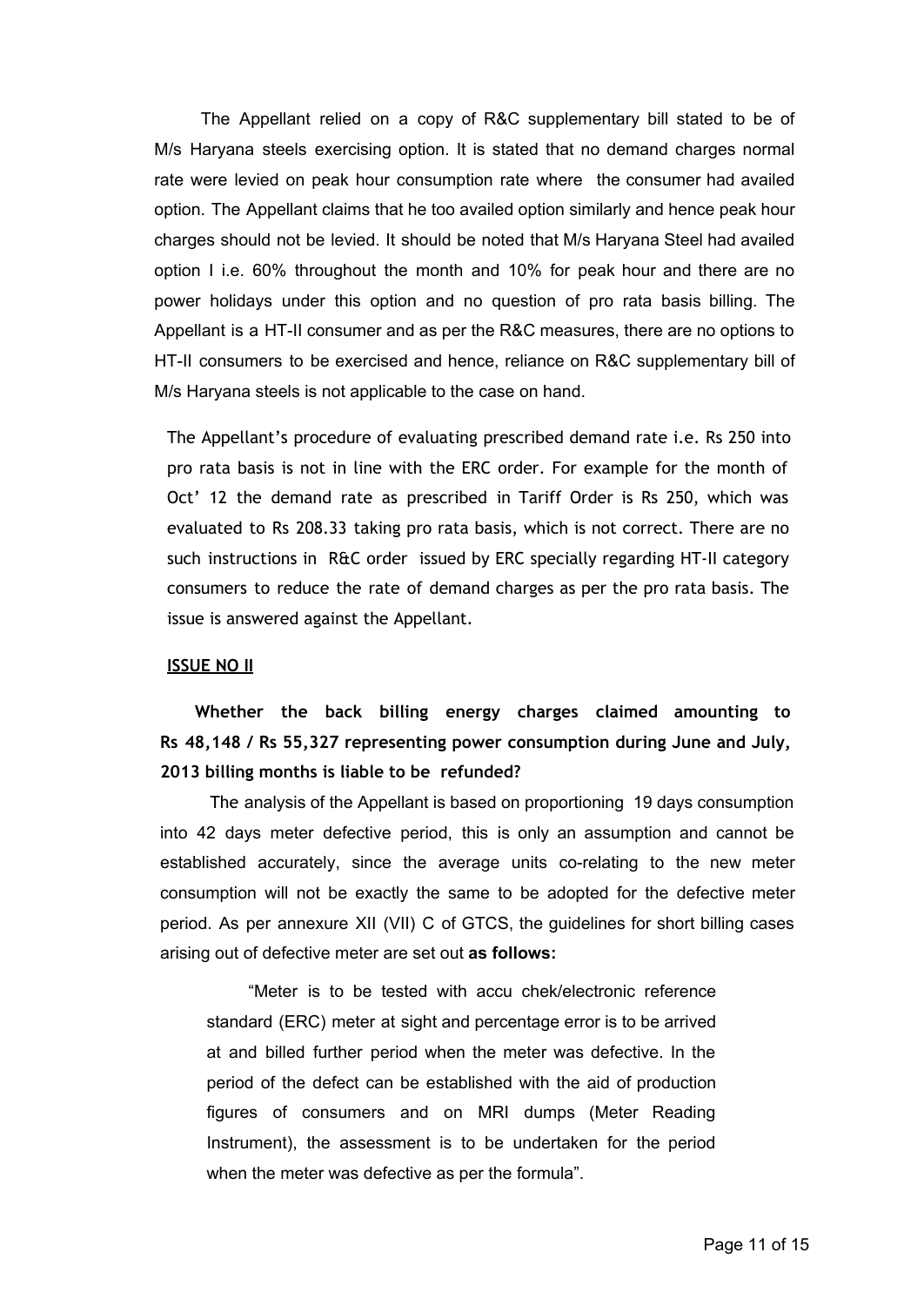The Appellant relied on a copy of R&C supplementary bill stated to be of M/s Haryana steels exercising option. It is stated that no demand charges normal rate were levied on peak hour consumption rate where the consumer had availed option. The Appellant claims that he too availed option similarly and hence peak hour charges should not be levied. It should be noted that M/s Haryana Steel had availed option I i.e. 60% throughout the month and 10% for peak hour and there are no power holidays under this option and no question of pro rata basis billing. The Appellant is a HT-II consumer and as per the R&C measures, there are no options to HT-II consumers to be exercised and hence, reliance on R&C supplementary bill of M/s Haryana steels is not applicable to the case on hand.

The Appellant's procedure of evaluating prescribed demand rate i.e. Rs 250 into pro rata basis is not in line with the ERC order. For example for the month of Oct' 12 the demand rate as prescribed in Tariff Order is Rs 250, which was evaluated to Rs 208.33 taking pro rata basis, which is not correct. There are no such instructions in R&C order issued by ERC specially regarding HT-II category consumers to reduce the rate of demand charges as per the pro rata basis. The issue is answered against the Appellant.

**ISSUE NO II**

**Whether the back billing energy charges claimed amounting to Rs 48,148 / Rs 55,327 representing power consumption during June and July, 2013 billing months is liable to be refunded?**

The analysis of the Appellant is based on proportioning 19 days consumption into 42 days meter defective period, this is only an assumption and cannot be established accurately, since the average units co-relating to the new meter consumption will not be exactly the same to be adopted for the defective meter period. As per annexure XII (VII) C of GTCS, the guidelines for short billing cases arising out of defective meter are set out **as follows:**

> "Meter is to be tested with accu chek/electronic reference standard (ERC) meter at sight and percentage error is to be arrived at and billed further period when the meter was defective. In the period of the defect can be established with the aid of production figures of consumers and on MRI dumps (Meter Reading Instrument), the assessment is to be undertaken for the period when the meter was defective as per the formula".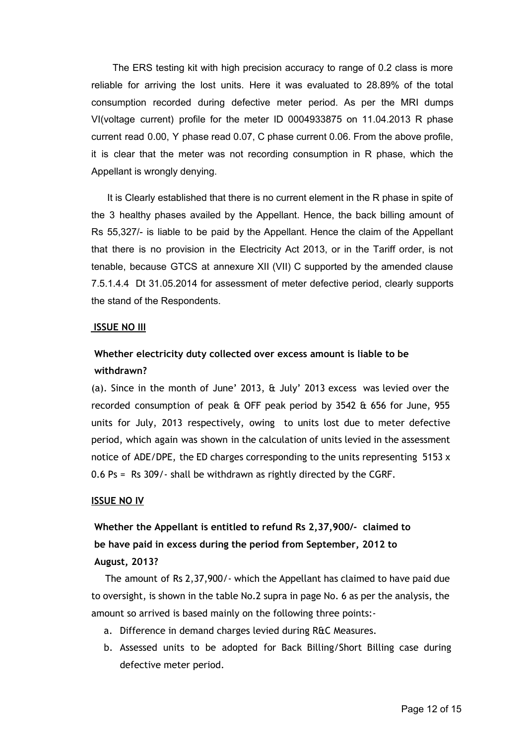The ERS testing kit with high precision accuracy to range of 0.2 class is more reliable for arriving the lost units. Here it was evaluated to 28.89% of the total consumption recorded during defective meter period. As per the MRI dumps VI(voltage current) profile for the meter ID 0004933875 on 11.04.2013 R phase current read 0.00, Y phase read 0.07, C phase current 0.06. From the above profile, it is clear that the meter was not recording consumption in R phase, which the Appellant is wrongly denying.

It is Clearly established that there is no current element in the R phase in spite of the 3 healthy phases availed by the Appellant. Hence, the back billing amount of Rs 55,327/- is liable to be paid by the Appellant. Hence the claim of the Appellant that there is no provision in the Electricity Act 2013, or in the Tariff order, is not tenable, because GTCS at annexure XII (VII) C supported by the amended clause 7.5.1.4.4 Dt 31.05.2014 for assessment of meter defective period, clearly supports the stand of the Respondents.

**ISSUE NO III**

**Whether electricity duty collected over excess amount is liable to be withdrawn?**

(a). Since in the month of June' 2013, & July' 2013 excess was levied over the recorded consumption of peak & OFF peak period by 3542 & 656 for June, 955 units for July, 2013 respectively, owing to units lost due to meter defective period, which again was shown in the calculation of units levied in the assessment notice of ADE/DPE, the ED charges corresponding to the units representing 5153 x 0.6 Ps = Rs 309/- shall be withdrawn as rightly directed by the CGRF.

**ISSUE NO IV**

**Whether the Appellant is entitled to refund Rs 2,37,900/- claimed to be have paid in excess during the period from September, 2012 to August, 2013?**

The amount of Rs 2,37,900/- which the Appellant has claimed to have paid due to oversight, is shown in the table No.2 supra in page No. 6 as per the analysis, the amount so arrived is based mainly on the following three points:-

a. Difference in demand charges levied during R&C Measures.
b. Assessed units to be adopted for Back Billing/Short Billing case during defective meter period.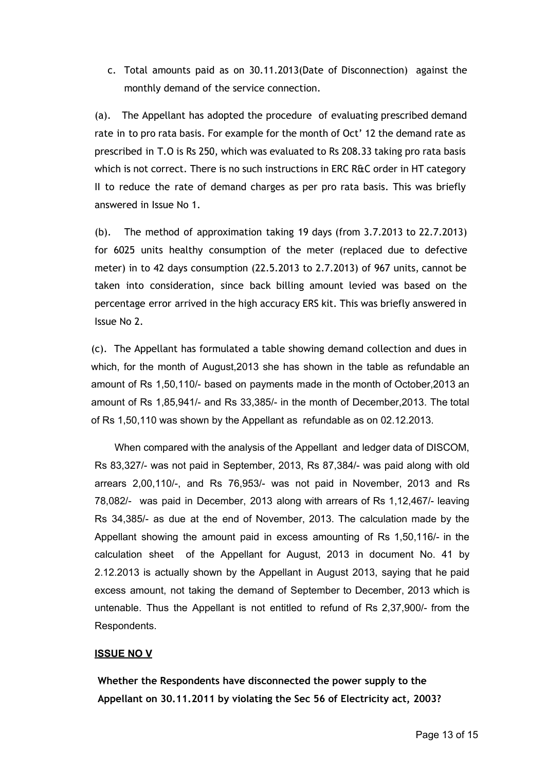c. Total amounts paid as on 30.11.2013(Date of Disconnection) against the monthly demand of the service connection.

(a). The Appellant has adopted the procedure of evaluating prescribed demand rate in to pro rata basis. For example for the month of Oct' 12 the demand rate as prescribed in T.O is Rs 250, which was evaluated to Rs 208.33 taking pro rata basis which is not correct. There is no such instructions in ERC R&C order in HT category II to reduce the rate of demand charges as per pro rata basis. This was briefly answered in Issue No 1.

(b). The method of approximation taking 19 days (from 3.7.2013 to 22.7.2013) for 6025 units healthy consumption of the meter (replaced due to defective meter) in to 42 days consumption (22.5.2013 to 2.7.2013) of 967 units, cannot be taken into consideration, since back billing amount levied was based on the percentage error arrived in the high accuracy ERS kit. This was briefly answered in Issue No 2.

(c). The Appellant has formulated a table showing demand collection and dues in which, for the month of August,2013 she has shown in the table as refundable an amount of Rs 1,50,110/- based on payments made in the month of October,2013 an amount of Rs 1,85,941/- and Rs 33,385/- in the month of December,2013. The total of Rs 1,50,110 was shown by the Appellant as refundable as on 02.12.2013.

When compared with the analysis of the Appellant and ledger data of DISCOM, Rs 83,327/- was not paid in September, 2013, Rs 87,384/- was paid along with old arrears 2,00,110/-, and Rs 76,953/- was not paid in November, 2013 and Rs 78,082/- was paid in December, 2013 along with arrears of Rs 1,12,467/- leaving Rs 34,385/- as due at the end of November, 2013. The calculation made by the Appellant showing the amount paid in excess amounting of Rs 1,50,116/- in the calculation sheet of the Appellant for August, 2013 in document No. 41 by 2.12.2013 is actually shown by the Appellant in August 2013, saying that he paid excess amount, not taking the demand of September to December, 2013 which is untenable. Thus the Appellant is not entitled to refund of Rs 2,37,900/- from the Respondents.

## ISSUE NO V

**Whether the Respondents have disconnected the power supply to the Appellant on 30.11.2011 by violating the Sec 56 of Electricity act, 2003?**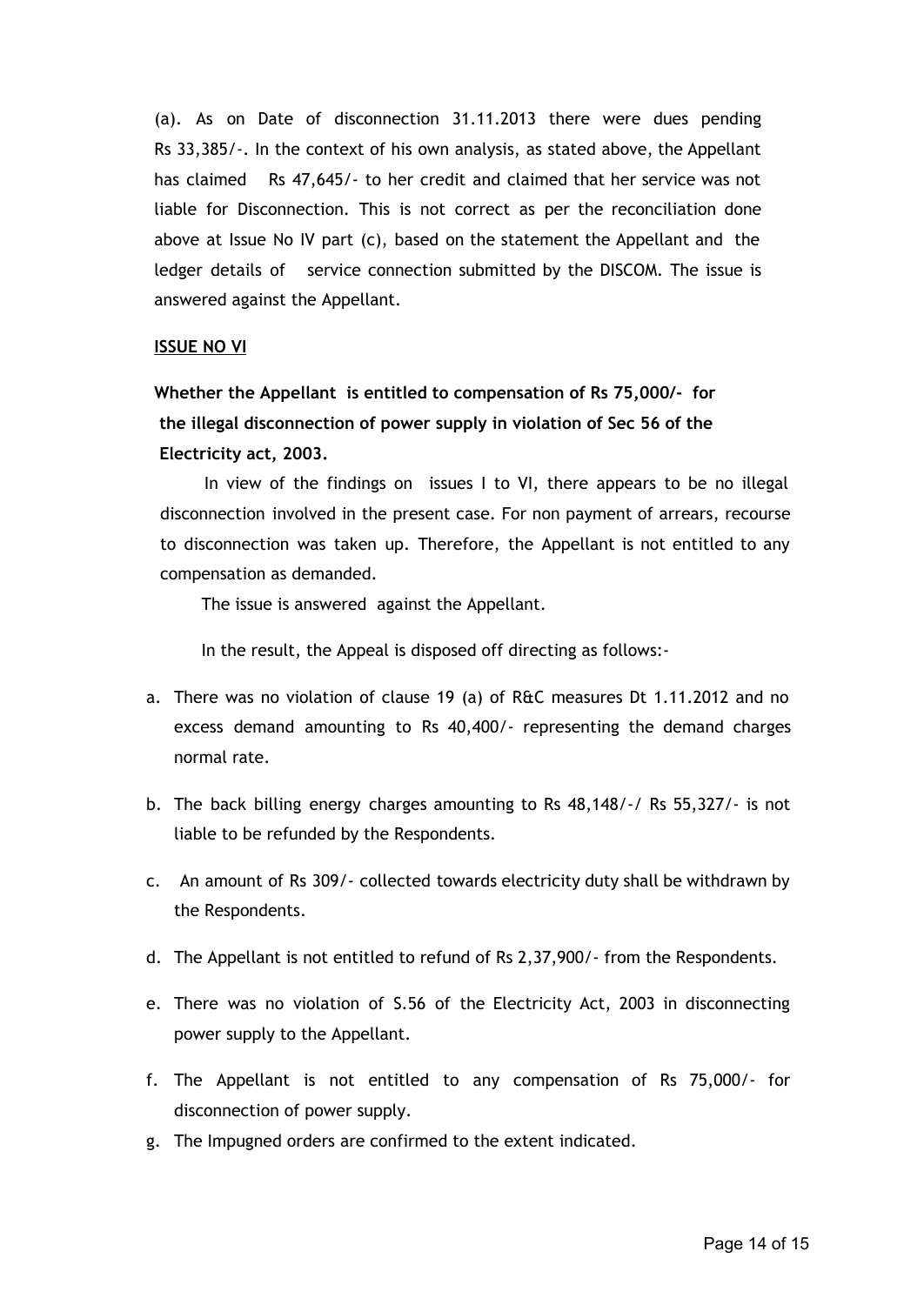(a). As on Date of disconnection 31.11.2013 there were dues pending Rs 33,385/-. In the context of his own analysis, as stated above, the Appellant has claimed Rs 47,645/- to her credit and claimed that her service was not liable for Disconnection. This is not correct as per the reconciliation done above at Issue No IV part (c), based on the statement the Appellant and the ledger details of service connection submitted by the DISCOM. The issue is answered against the Appellant.

**ISSUE NO VI**

**Whether the Appellant is entitled to compensation of Rs 75,000/- for the illegal disconnection of power supply in violation of Sec 56 of the Electricity act, 2003.**

In view of the findings on issues I to VI, there appears to be no illegal disconnection involved in the present case. For non payment of arrears, recourse to disconnection was taken up. Therefore, the Appellant is not entitled to any compensation as demanded.

The issue is answered against the Appellant.

In the result, the Appeal is disposed off directing as follows:-

a. There was no violation of clause 19 (a) of R&C measures Dt 1.11.2012 and no excess demand amounting to Rs 40,400/- representing the demand charges normal rate.
b. The back billing energy charges amounting to Rs 48,148/-/ Rs 55,327/- is not liable to be refunded by the Respondents.
c. An amount of Rs 309/- collected towards electricity duty shall be withdrawn by the Respondents.
d. The Appellant is not entitled to refund of Rs 2,37,900/- from the Respondents.
e. There was no violation of S.56 of the Electricity Act, 2003 in disconnecting power supply to the Appellant.
f. The Appellant is not entitled to any compensation of Rs 75,000/- for disconnection of power supply.
g. The Impugned orders are confirmed to the extent indicated.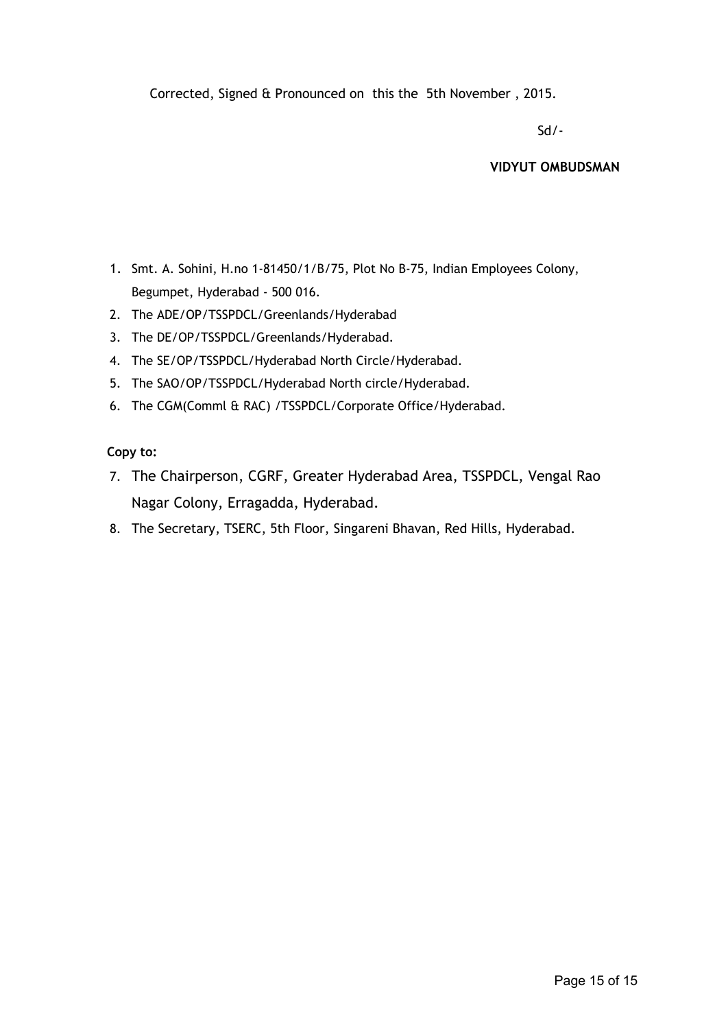Corrected, Signed & Pronounced on this the 5th November , 2015.

Sd/-

**VIDYUT OMBUDSMAN**

1. Smt. A. Sohini, H.no 1-81450/1/B/75, Plot No B-75, Indian Employees Colony, Begumpet, Hyderabad - 500 016.
2. The ADE/OP/TSSPDCL/Greenlands/Hyderabad
3. The DE/OP/TSSPDCL/Greenlands/Hyderabad.
4. The SE/OP/TSSPDCL/Hyderabad North Circle/Hyderabad.
5. The SAO/OP/TSSPDCL/Hyderabad North circle/Hyderabad.
6. The CGM(Comml & RAC) /TSSPDCL/Corporate Office/Hyderabad.

**Copy to:**

7. The Chairperson, CGRF, Greater Hyderabad Area, TSSPDCL, Vengal Rao Nagar Colony, Erragadda, Hyderabad.
8. The Secretary, TSERC, 5th Floor, Singareni Bhavan, Red Hills, Hyderabad.